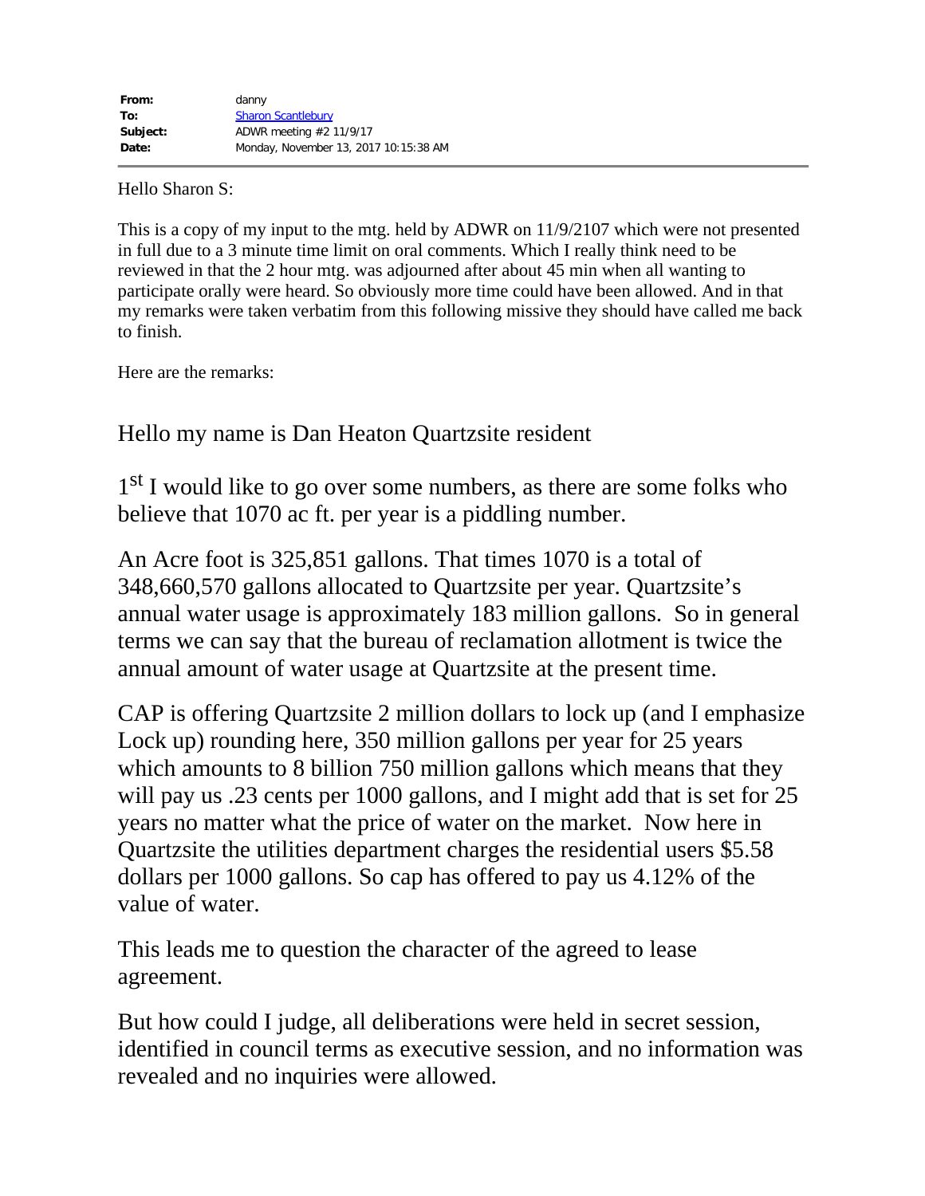| | |
|---|---|
| **From:** | danny |
| **To:** | Sharon Scantlebury |
| **Subject:** | ADWR meeting #2 11/9/17 |
| **Date:** | Monday, November 13, 2017 10:15:38 AM |

---

Hello Sharon S:

This is a copy of my input to the mtg. held by ADWR on 11/9/2107 which were not presented in full due to a 3 minute time limit on oral comments. Which I really think need to be reviewed in that the 2 hour mtg. was adjourned after about 45 min when all wanting to participate orally were heard. So obviously more time could have been allowed. And in that my remarks were taken verbatim from this following missive they should have called me back to finish.

Here are the remarks:

Hello my name is Dan Heaton Quartzsite resident

1st I would like to go over some numbers, as there are some folks who believe that 1070 ac ft. per year is a piddling number.

An Acre foot is 325,851 gallons. That times 1070 is a total of 348,660,570 gallons allocated to Quartzsite per year. Quartzsite's annual water usage is approximately 183 million gallons. So in general terms we can say that the bureau of reclamation allotment is twice the annual amount of water usage at Quartzsite at the present time.

CAP is offering Quartzsite 2 million dollars to lock up (and I emphasize Lock up) rounding here, 350 million gallons per year for 25 years which amounts to 8 billion 750 million gallons which means that they will pay us .23 cents per 1000 gallons, and I might add that is set for 25 years no matter what the price of water on the market. Now here in Quartzsite the utilities department charges the residential users $5.58 dollars per 1000 gallons. So cap has offered to pay us 4.12% of the value of water.

This leads me to question the character of the agreed to lease agreement.

But how could I judge, all deliberations were held in secret session, identified in council terms as executive session, and no information was revealed and no inquiries were allowed.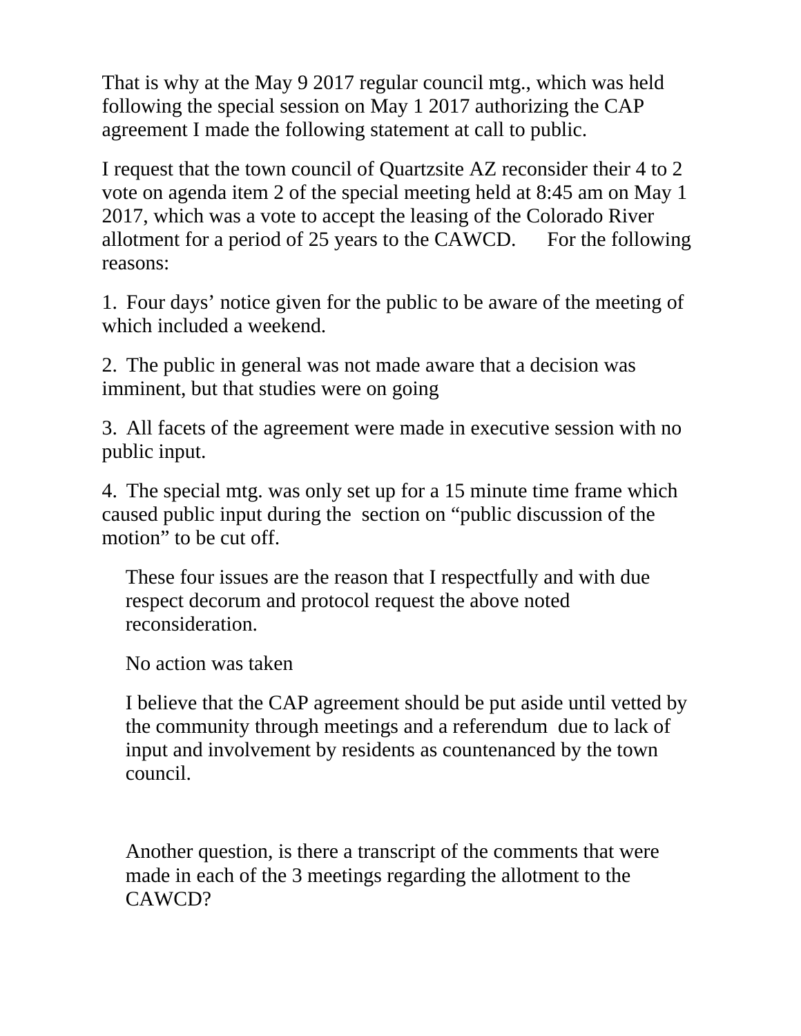That is why at the May 9 2017 regular council mtg., which was held following the special session on May 1 2017 authorizing the CAP agreement I made the following statement at call to public.

I request that the town council of Quartzsite AZ reconsider their 4 to 2 vote on agenda item 2 of the special meeting held at 8:45 am on May 1 2017, which was a vote to accept the leasing of the Colorado River allotment for a period of 25 years to the CAWCD. For the following reasons:

1. Four days' notice given for the public to be aware of the meeting of which included a weekend.

2. The public in general was not made aware that a decision was imminent, but that studies were on going

3. All facets of the agreement were made in executive session with no public input.

4. The special mtg. was only set up for a 15 minute time frame which caused public input during the section on "public discussion of the motion" to be cut off.

These four issues are the reason that I respectfully and with due respect decorum and protocol request the above noted reconsideration.

No action was taken

I believe that the CAP agreement should be put aside until vetted by the community through meetings and a referendum due to lack of input and involvement by residents as countenanced by the town council.

Another question, is there a transcript of the comments that were made in each of the 3 meetings regarding the allotment to the CAWCD?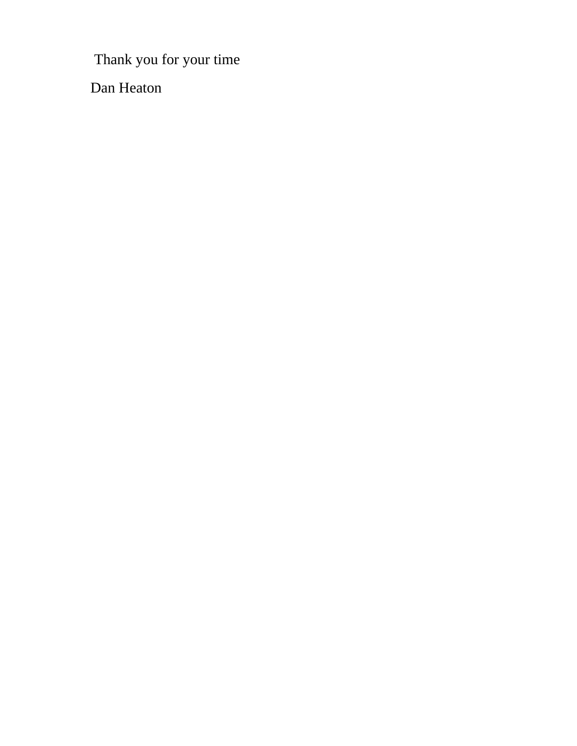Thank you for your time

Dan Heaton